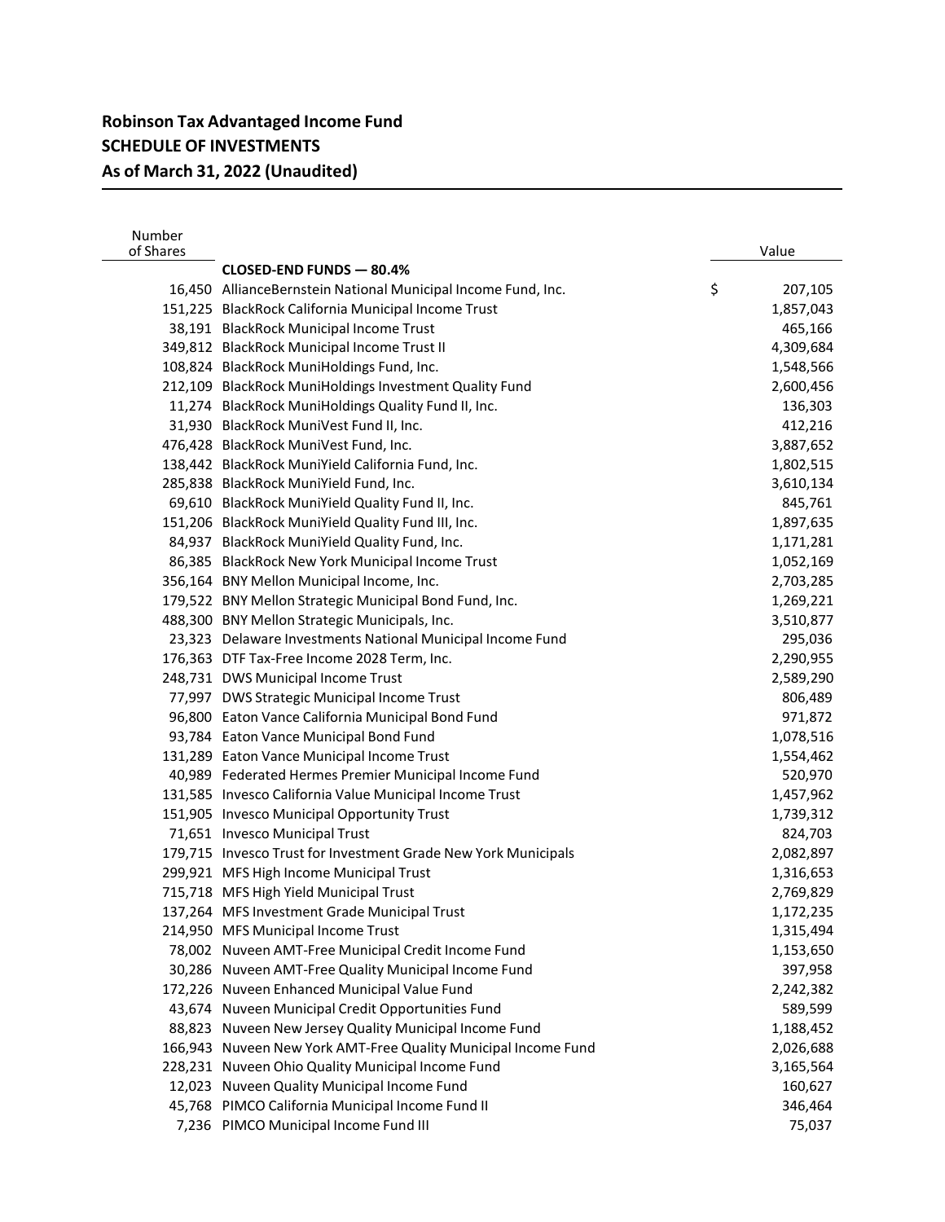# Robinson Tax Advantaged Income Fund
## SCHEDULE OF INVESTMENTS
### As of March 31, 2022 (Unaudited)

| Number of Shares | | Value |
|---|---|---|
| | **CLOSED-END FUNDS — 80.4%** | |
| 16,450 | AllianceBernstein National Municipal Income Fund, Inc. | $ 207,105 |
| 151,225 | BlackRock California Municipal Income Trust | 1,857,043 |
| 38,191 | BlackRock Municipal Income Trust | 465,166 |
| 349,812 | BlackRock Municipal Income Trust II | 4,309,684 |
| 108,824 | BlackRock MuniHoldings Fund, Inc. | 1,548,566 |
| 212,109 | BlackRock MuniHoldings Investment Quality Fund | 2,600,456 |
| 11,274 | BlackRock MuniHoldings Quality Fund II, Inc. | 136,303 |
| 31,930 | BlackRock MuniVest Fund II, Inc. | 412,216 |
| 476,428 | BlackRock MuniVest Fund, Inc. | 3,887,652 |
| 138,442 | BlackRock MuniYield California Fund, Inc. | 1,802,515 |
| 285,838 | BlackRock MuniYield Fund, Inc. | 3,610,134 |
| 69,610 | BlackRock MuniYield Quality Fund II, Inc. | 845,761 |
| 151,206 | BlackRock MuniYield Quality Fund III, Inc. | 1,897,635 |
| 84,937 | BlackRock MuniYield Quality Fund, Inc. | 1,171,281 |
| 86,385 | BlackRock New York Municipal Income Trust | 1,052,169 |
| 356,164 | BNY Mellon Municipal Income, Inc. | 2,703,285 |
| 179,522 | BNY Mellon Strategic Municipal Bond Fund, Inc. | 1,269,221 |
| 488,300 | BNY Mellon Strategic Municipals, Inc. | 3,510,877 |
| 23,323 | Delaware Investments National Municipal Income Fund | 295,036 |
| 176,363 | DTF Tax-Free Income 2028 Term, Inc. | 2,290,955 |
| 248,731 | DWS Municipal Income Trust | 2,589,290 |
| 77,997 | DWS Strategic Municipal Income Trust | 806,489 |
| 96,800 | Eaton Vance California Municipal Bond Fund | 971,872 |
| 93,784 | Eaton Vance Municipal Bond Fund | 1,078,516 |
| 131,289 | Eaton Vance Municipal Income Trust | 1,554,462 |
| 40,989 | Federated Hermes Premier Municipal Income Fund | 520,970 |
| 131,585 | Invesco California Value Municipal Income Trust | 1,457,962 |
| 151,905 | Invesco Municipal Opportunity Trust | 1,739,312 |
| 71,651 | Invesco Municipal Trust | 824,703 |
| 179,715 | Invesco Trust for Investment Grade New York Municipals | 2,082,897 |
| 299,921 | MFS High Income Municipal Trust | 1,316,653 |
| 715,718 | MFS High Yield Municipal Trust | 2,769,829 |
| 137,264 | MFS Investment Grade Municipal Trust | 1,172,235 |
| 214,950 | MFS Municipal Income Trust | 1,315,494 |
| 78,002 | Nuveen AMT-Free Municipal Credit Income Fund | 1,153,650 |
| 30,286 | Nuveen AMT-Free Quality Municipal Income Fund | 397,958 |
| 172,226 | Nuveen Enhanced Municipal Value Fund | 2,242,382 |
| 43,674 | Nuveen Municipal Credit Opportunities Fund | 589,599 |
| 88,823 | Nuveen New Jersey Quality Municipal Income Fund | 1,188,452 |
| 166,943 | Nuveen New York AMT-Free Quality Municipal Income Fund | 2,026,688 |
| 228,231 | Nuveen Ohio Quality Municipal Income Fund | 3,165,564 |
| 12,023 | Nuveen Quality Municipal Income Fund | 160,627 |
| 45,768 | PIMCO California Municipal Income Fund II | 346,464 |
| 7,236 | PIMCO Municipal Income Fund III | 75,037 |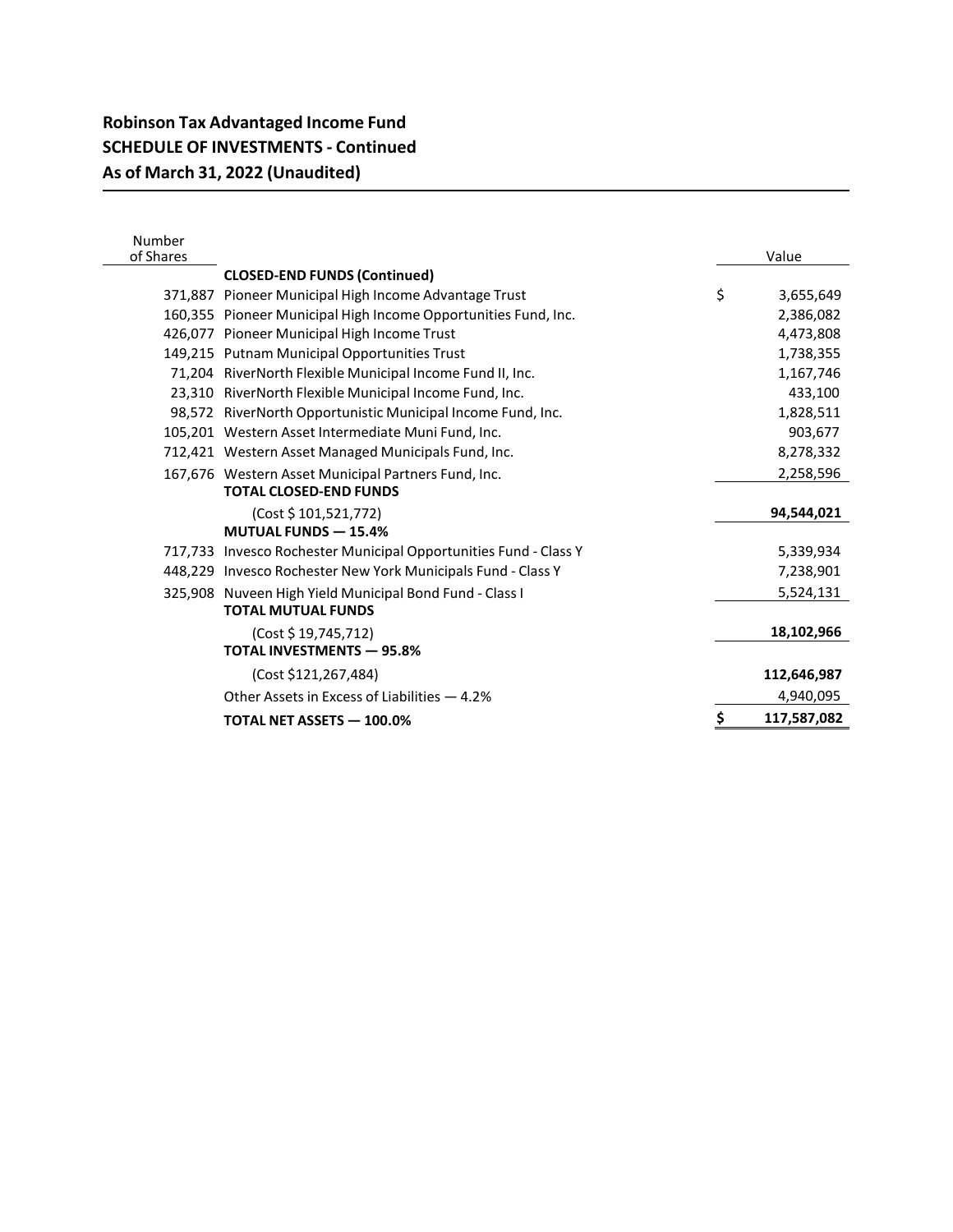# Robinson Tax Advantaged Income Fund
## SCHEDULE OF INVESTMENTS - Continued
### As of March 31, 2022 (Unaudited)

| Number of Shares | | Value |
|---|---|---|
| | **CLOSED-END FUNDS (Continued)** | |
| 371,887 | Pioneer Municipal High Income Advantage Trust | $ 3,655,649 |
| 160,355 | Pioneer Municipal High Income Opportunities Fund, Inc. | 2,386,082 |
| 426,077 | Pioneer Municipal High Income Trust | 4,473,808 |
| 149,215 | Putnam Municipal Opportunities Trust | 1,738,355 |
| 71,204 | RiverNorth Flexible Municipal Income Fund II, Inc. | 1,167,746 |
| 23,310 | RiverNorth Flexible Municipal Income Fund, Inc. | 433,100 |
| 98,572 | RiverNorth Opportunistic Municipal Income Fund, Inc. | 1,828,511 |
| 105,201 | Western Asset Intermediate Muni Fund, Inc. | 903,677 |
| 712,421 | Western Asset Managed Municipals Fund, Inc. | 8,278,332 |
| 167,676 | Western Asset Municipal Partners Fund, Inc. | 2,258,596 |
| | **TOTAL CLOSED-END FUNDS** | |
| | (Cost $ 101,521,772) | **94,544,021** |
| | **MUTUAL FUNDS — 15.4%** | |
| 717,733 | Invesco Rochester Municipal Opportunities Fund - Class Y | 5,339,934 |
| 448,229 | Invesco Rochester New York Municipals Fund - Class Y | 7,238,901 |
| 325,908 | Nuveen High Yield Municipal Bond Fund - Class I | 5,524,131 |
| | **TOTAL MUTUAL FUNDS** | |
| | (Cost $ 19,745,712) | **18,102,966** |
| | **TOTAL INVESTMENTS — 95.8%** | |
| | (Cost $121,267,484) | **112,646,987** |
| | Other Assets in Excess of Liabilities — 4.2% | 4,940,095 |
| | **TOTAL NET ASSETS — 100.0%** | **$ 117,587,082** |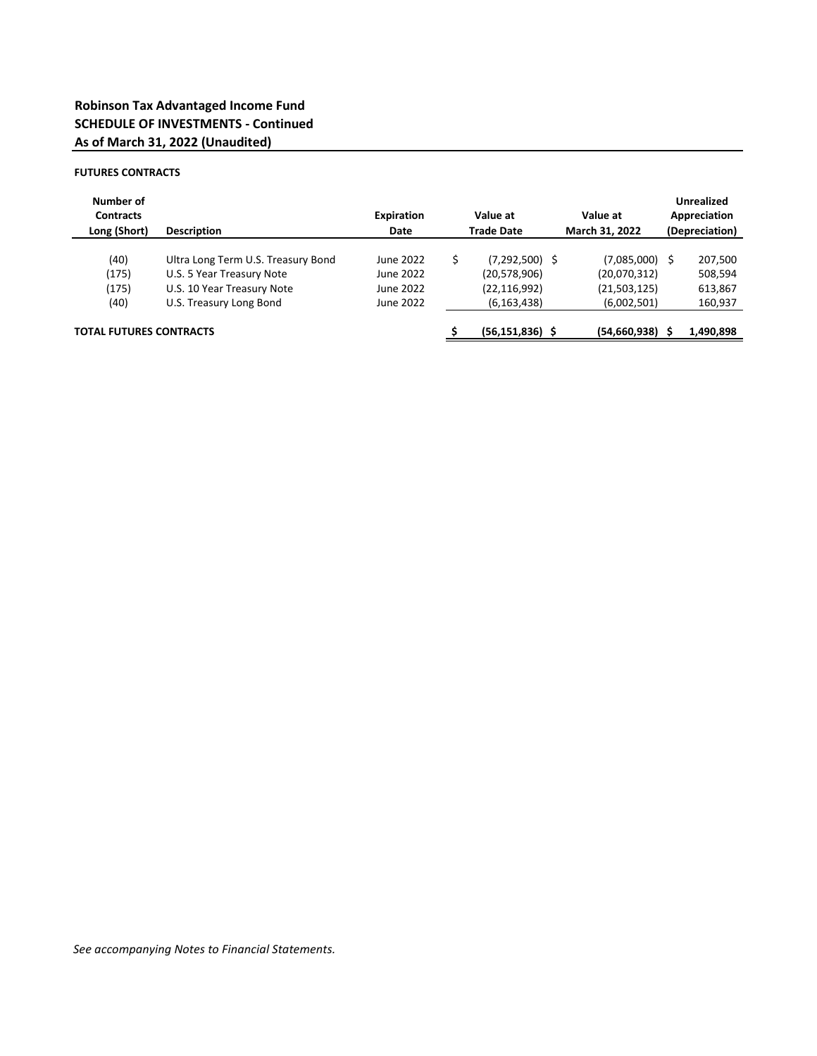## Robinson Tax Advantaged Income Fund
## SCHEDULE OF INVESTMENTS - Continued
## As of March 31, 2022 (Unaudited)

**FUTURES CONTRACTS**

| Number of Contracts Long (Short) | Description | Expiration Date | Value at Trade Date | Value at March 31, 2022 | Unrealized Appreciation (Depreciation) |
|---|---|---|---|---|---|
| (40) | Ultra Long Term U.S. Treasury Bond | June 2022 | $ (7,292,500) | $ (7,085,000) | $ 207,500 |
| (175) | U.S. 5 Year Treasury Note | June 2022 | (20,578,906) | (20,070,312) | 508,594 |
| (175) | U.S. 10 Year Treasury Note | June 2022 | (22,116,992) | (21,503,125) | 613,867 |
| (40) | U.S. Treasury Long Bond | June 2022 | (6,163,438) | (6,002,501) | 160,937 |
| **TOTAL FUTURES CONTRACTS** | | | **$ (56,151,836)** | **$ (54,660,938)** | **$ 1,490,898** |

*See accompanying Notes to Financial Statements.*